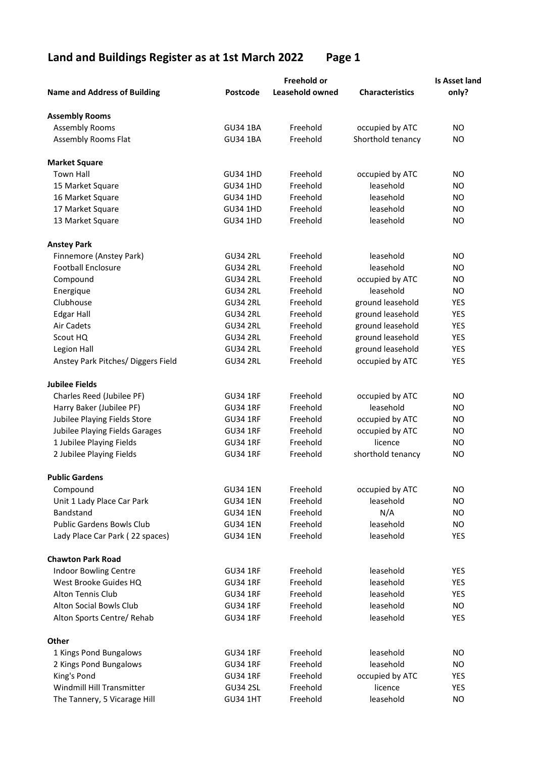# Land and Buildings Register as at 1st March 2022 Page 1

| Name and Address of Building | Postcode | Freehold or Leasehold owned | Characteristics | Is Asset land only? |
|---|---|---|---|---|
| **Assembly Rooms** | | | | |
| Assembly Rooms | GU34 1BA | Freehold | occupied by ATC | NO |
| Assembly Rooms Flat | GU34 1BA | Freehold | Shorthold tenancy | NO |
| **Market Square** | | | | |
| Town Hall | GU34 1HD | Freehold | occupied by ATC | NO |
| 15 Market Square | GU34 1HD | Freehold | leasehold | NO |
| 16 Market Square | GU34 1HD | Freehold | leasehold | NO |
| 17 Market Square | GU34 1HD | Freehold | leasehold | NO |
| 13 Market Square | GU34 1HD | Freehold | leasehold | NO |
| **Anstey Park** | | | | |
| Finnemore (Anstey Park) | GU34 2RL | Freehold | leasehold | NO |
| Football Enclosure | GU34 2RL | Freehold | leasehold | NO |
| Compound | GU34 2RL | Freehold | occupied by ATC | NO |
| Energique | GU34 2RL | Freehold | leasehold | NO |
| Clubhouse | GU34 2RL | Freehold | ground leasehold | YES |
| Edgar Hall | GU34 2RL | Freehold | ground leasehold | YES |
| Air Cadets | GU34 2RL | Freehold | ground leasehold | YES |
| Scout HQ | GU34 2RL | Freehold | ground leasehold | YES |
| Legion Hall | GU34 2RL | Freehold | ground leasehold | YES |
| Anstey Park Pitches/ Diggers Field | GU34 2RL | Freehold | occupied by ATC | YES |
| **Jubilee Fields** | | | | |
| Charles Reed (Jubilee PF) | GU34 1RF | Freehold | occupied by ATC | NO |
| Harry Baker (Jubilee PF) | GU34 1RF | Freehold | leasehold | NO |
| Jubilee Playing Fields Store | GU34 1RF | Freehold | occupied by ATC | NO |
| Jubilee Playing Fields Garages | GU34 1RF | Freehold | occupied by ATC | NO |
| 1 Jubilee Playing Fields | GU34 1RF | Freehold | licence | NO |
| 2 Jubilee Playing Fields | GU34 1RF | Freehold | shorthold tenancy | NO |
| **Public Gardens** | | | | |
| Compound | GU34 1EN | Freehold | occupied by ATC | NO |
| Unit 1 Lady Place Car Park | GU34 1EN | Freehold | leasehold | NO |
| Bandstand | GU34 1EN | Freehold | N/A | NO |
| Public Gardens Bowls Club | GU34 1EN | Freehold | leasehold | NO |
| Lady Place Car Park ( 22 spaces) | GU34 1EN | Freehold | leasehold | YES |
| **Chawton Park Road** | | | | |
| Indoor Bowling Centre | GU34 1RF | Freehold | leasehold | YES |
| West Brooke Guides HQ | GU34 1RF | Freehold | leasehold | YES |
| Alton Tennis Club | GU34 1RF | Freehold | leasehold | YES |
| Alton Social Bowls Club | GU34 1RF | Freehold | leasehold | NO |
| Alton Sports Centre/ Rehab | GU34 1RF | Freehold | leasehold | YES |
| **Other** | | | | |
| 1 Kings Pond Bungalows | GU34 1RF | Freehold | leasehold | NO |
| 2 Kings Pond Bungalows | GU34 1RF | Freehold | leasehold | NO |
| King's Pond | GU34 1RF | Freehold | occupied by ATC | YES |
| Windmill Hill Transmitter | GU34 2SL | Freehold | licence | YES |
| The Tannery, 5 Vicarage Hill | GU34 1HT | Freehold | leasehold | NO |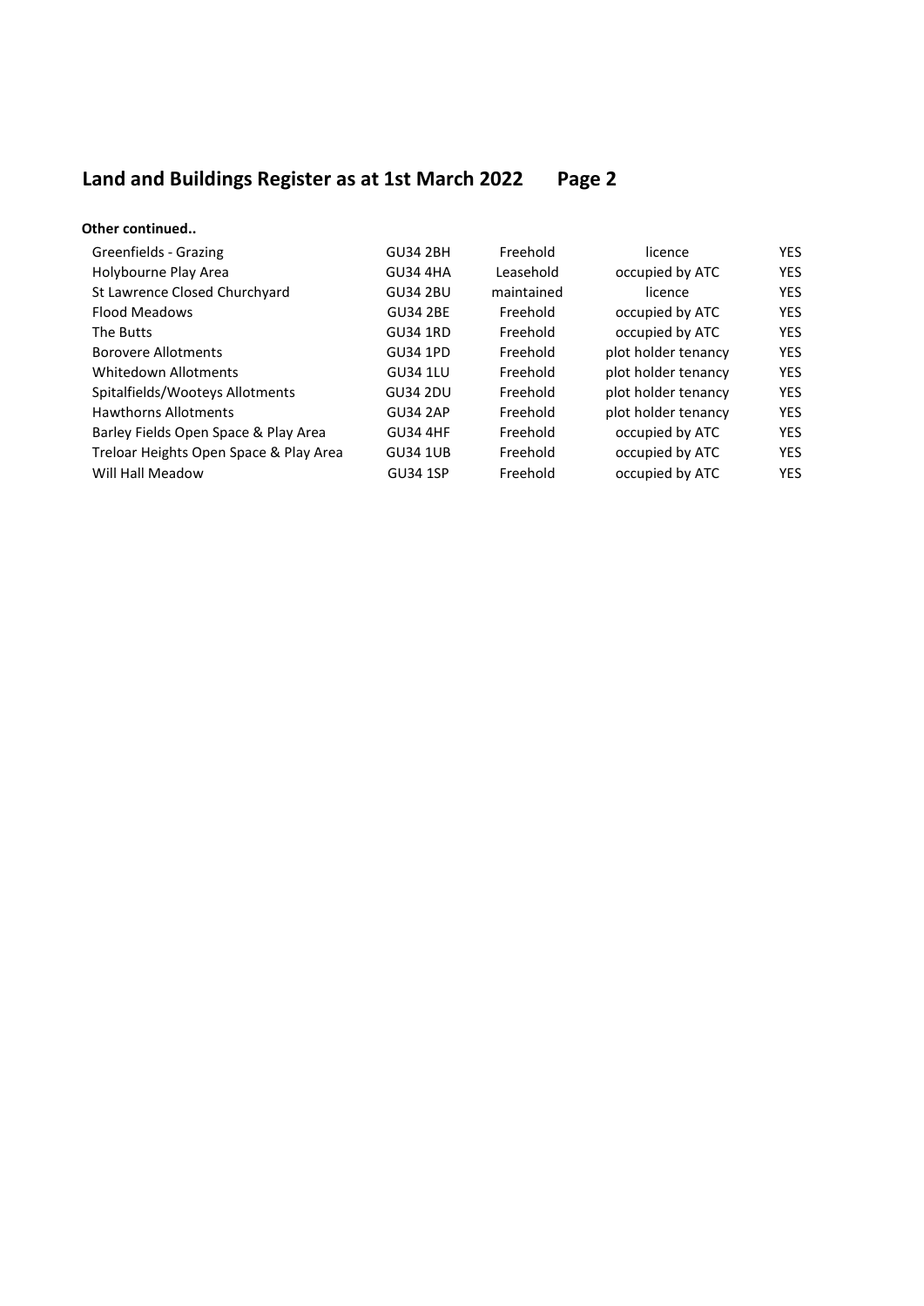# Land and Buildings Register as at 1st March 2022 Page 2

**Other continued..**

| | | | | |
|---|---|---|---|---|
| Greenfields - Grazing | GU34 2BH | Freehold | licence | YES |
| Holybourne Play Area | GU34 4HA | Leasehold | occupied by ATC | YES |
| St Lawrence Closed Churchyard | GU34 2BU | maintained | licence | YES |
| Flood Meadows | GU34 2BE | Freehold | occupied by ATC | YES |
| The Butts | GU34 1RD | Freehold | occupied by ATC | YES |
| Borovere Allotments | GU34 1PD | Freehold | plot holder tenancy | YES |
| Whitedown Allotments | GU34 1LU | Freehold | plot holder tenancy | YES |
| Spitalfields/Wooteys Allotments | GU34 2DU | Freehold | plot holder tenancy | YES |
| Hawthorns Allotments | GU34 2AP | Freehold | plot holder tenancy | YES |
| Barley Fields Open Space & Play Area | GU34 4HF | Freehold | occupied by ATC | YES |
| Treloar Heights Open Space & Play Area | GU34 1UB | Freehold | occupied by ATC | YES |
| Will Hall Meadow | GU34 1SP | Freehold | occupied by ATC | YES |